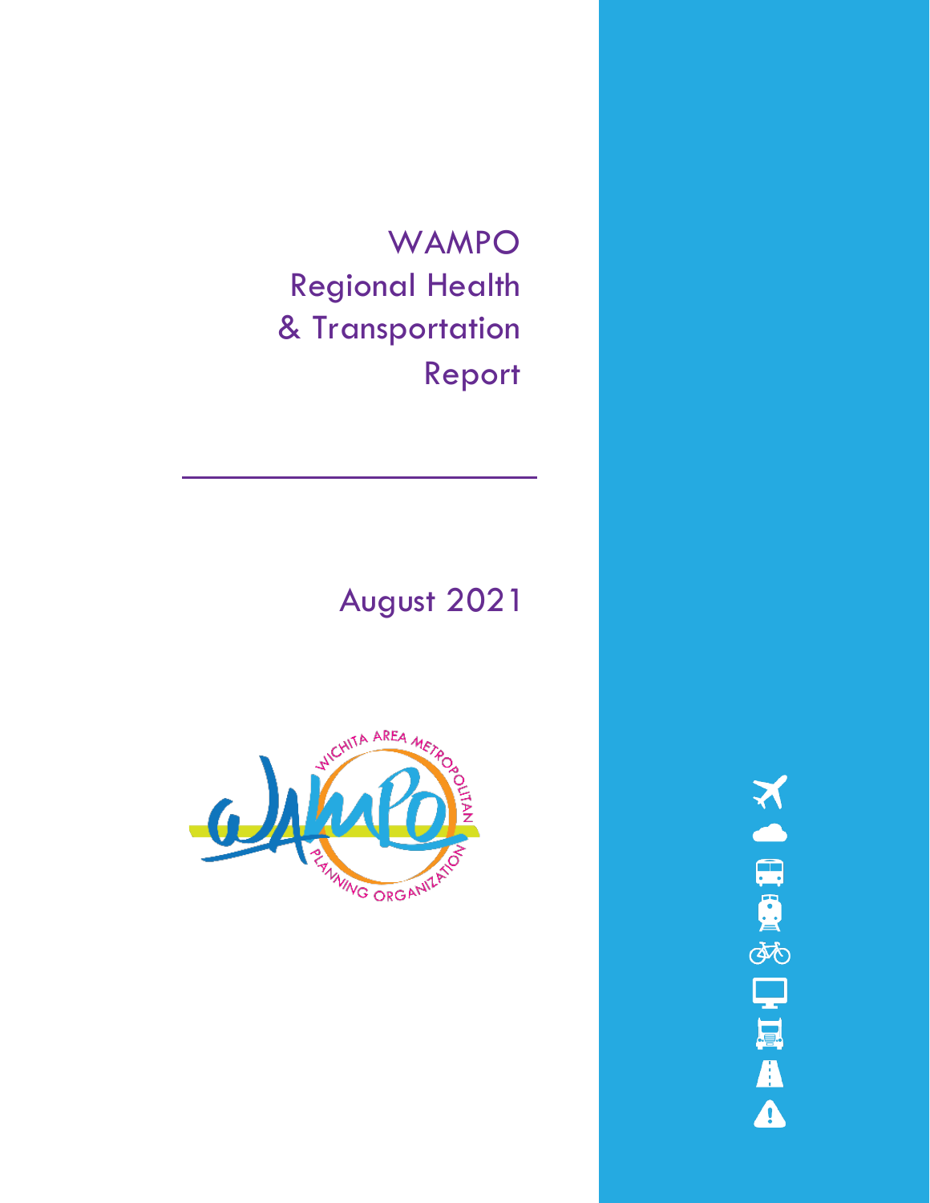# WAMPO Regional Health & Transportation Report

August 2021

WICHITA AREA METROPOLITAN PLANNING ORGANIZATION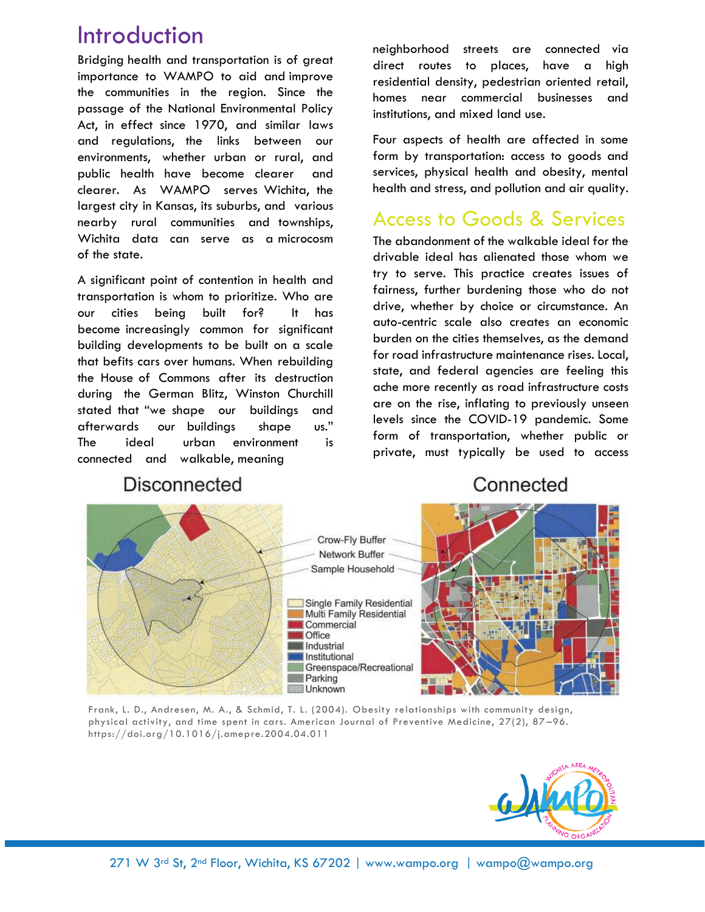## Introduction

Bridging health and transportation is of great importance to WAMPO to aid and improve the communities in the region. Since the passage of the National Environmental Policy Act, in effect since 1970, and similar laws and regulations, the links between our environments, whether urban or rural, and public health have become clearer and clearer. As WAMPO serves Wichita, the largest city in Kansas, its suburbs, and various nearby rural communities and townships, Wichita data can serve as a microcosm of the state.

A significant point of contention in health and transportation is whom to prioritize. Who are our cities being built for? It has become increasingly common for significant building developments to be built on a scale that befits cars over humans. When rebuilding the House of Commons after its destruction during the German Blitz, Winston Churchill stated that "we shape our buildings and afterwards our buildings shape us." The ideal urban environment is connected and walkable, meaning neighborhood streets are connected via direct routes to places, have a high residential density, pedestrian oriented retail, homes near commercial businesses and institutions, and mixed land use.

Four aspects of health are affected in some form by transportation: access to goods and services, physical health and obesity, mental health and stress, and pollution and air quality.

## Access to Goods & Services

The abandonment of the walkable ideal for the drivable ideal has alienated those whom we try to serve. This practice creates issues of fairness, further burdening those who do not drive, whether by choice or circumstance. An auto-centric scale also creates an economic burden on the cities themselves, as the demand for road infrastructure maintenance rises. Local, state, and federal agencies are feeling this ache more recently as road infrastructure costs are on the rise, inflating to previously unseen levels since the COVID-19 pandemic. Some form of transportation, whether public or private, must typically be used to access

Disconnected | Connected

Crow-Fly Buffer
Network Buffer
Sample Household

Single Family Residential
Multi Family Residential
Commercial
Office
Industrial
Institutional
Greenspace/Recreational
Parking
Unknown

Frank, L. D., Andresen, M. A., & Schmid, T. L. (2004). Obesity relationships with community design, physical activity, and time spent in cars. American Journal of Preventive Medicine, 27(2), 87–96. https://doi.org/10.1016/j.amepre.2004.04.011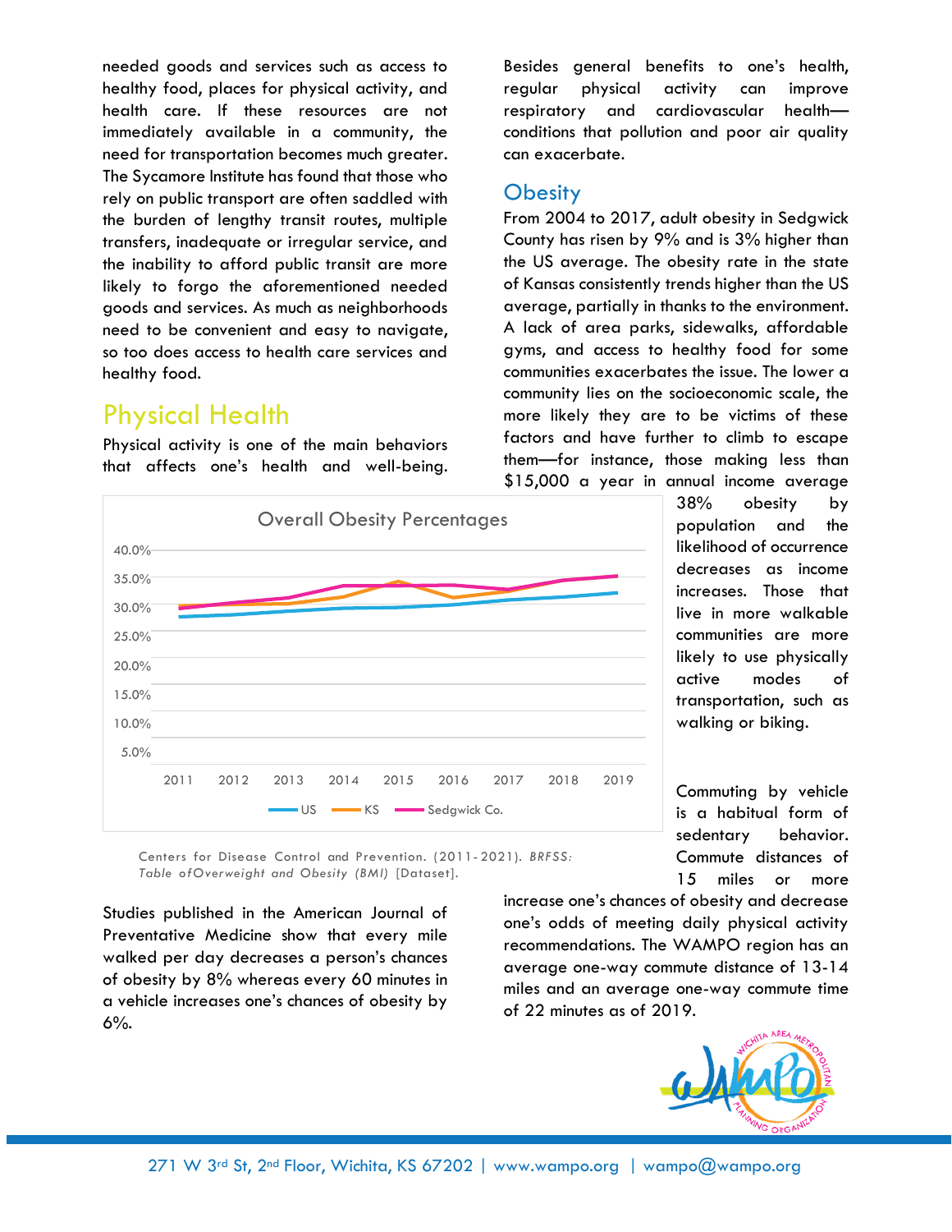needed goods and services such as access to healthy food, places for physical activity, and health care. If these resources are not immediately available in a community, the need for transportation becomes much greater. The Sycamore Institute has found that those who rely on public transport are often saddled with the burden of lengthy transit routes, multiple transfers, inadequate or irregular service, and the inability to afford public transit are more likely to forgo the aforementioned needed goods and services. As much as neighborhoods need to be convenient and easy to navigate, so too does access to health care services and healthy food.

## Physical Health

Physical activity is one of the main behaviors that affects one's health and well-being. Besides general benefits to one's health, regular physical activity can improve respiratory and cardiovascular health—conditions that pollution and poor air quality can exacerbate.

### Obesity

From 2004 to 2017, adult obesity in Sedgwick County has risen by 9% and is 3% higher than the US average. The obesity rate in the state of Kansas consistently trends higher than the US average, partially in thanks to the environment. A lack of area parks, sidewalks, affordable gyms, and access to healthy food for some communities exacerbates the issue. The lower a community lies on the socioeconomic scale, the more likely they are to be victims of these factors and have further to climb to escape them—for instance, those making less than $15,000 a year in annual income average 38% obesity by population and the likelihood of occurrence decreases as income increases. Those that live in more walkable communities are more likely to use physically active modes of transportation, such as walking or biking.

**Overall Obesity Percentages**

(Line chart, 2011–2019, y-axis 5.0%–40.0%; series: US, KS, Sedgwick Co.)

Centers for Disease Control and Prevention. (2011-2021). *BRFSS: Table ofOverweight and Obesity (BMI)* [Dataset].

Studies published in the American Journal of Preventative Medicine show that every mile walked per day decreases a person's chances of obesity by 8% whereas every 60 minutes in a vehicle increases one's chances of obesity by 6%.

Commuting by vehicle is a habitual form of sedentary behavior. Commute distances of 15 miles or more increase one's chances of obesity and decrease one's odds of meeting daily physical activity recommendations. The WAMPO region has an average one-way commute distance of 13-14 miles and an average one-way commute time of 22 minutes as of 2019.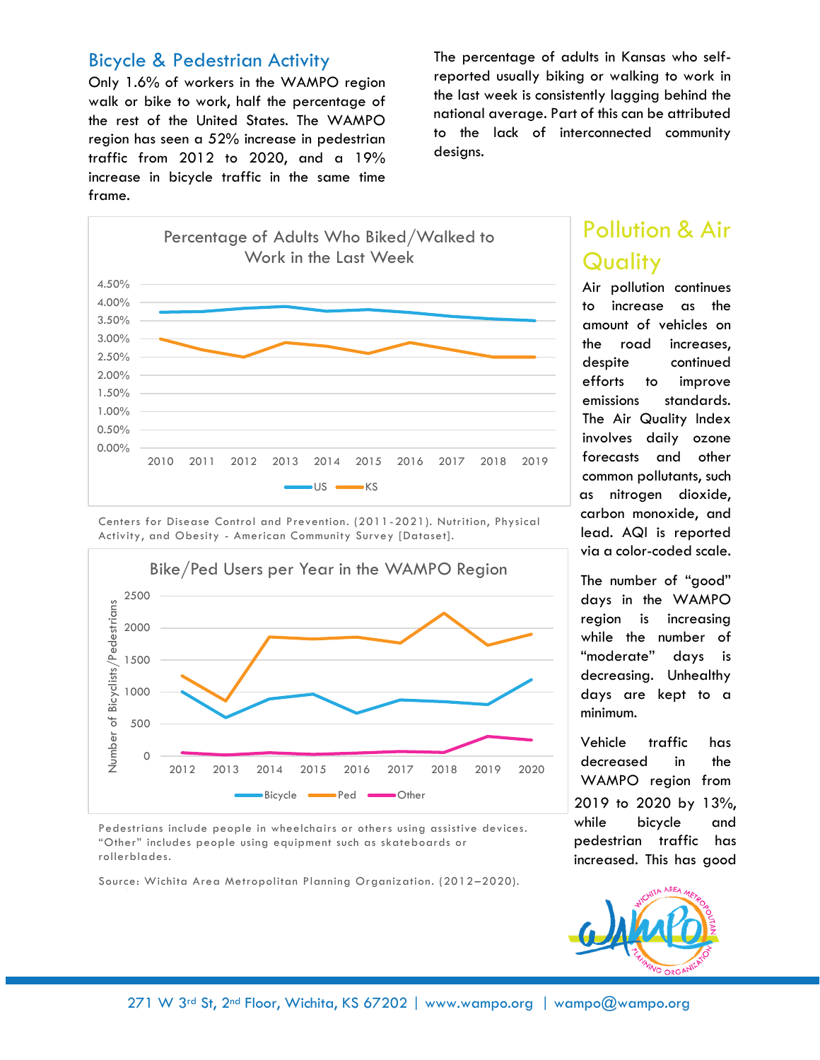## Bicycle & Pedestrian Activity

Only 1.6% of workers in the WAMPO region walk or bike to work, half the percentage of the rest of the United States. The WAMPO region has seen a 52% increase in pedestrian traffic from 2012 to 2020, and a 19% increase in bicycle traffic in the same time frame.

The percentage of adults in Kansas who self-reported usually biking or walking to work in the last week is consistently lagging behind the national average. Part of this can be attributed to the lack of interconnected community designs.

**Percentage of Adults Who Biked/Walked to Work in the Last Week**

Centers for Disease Control and Prevention. (2011-2021). Nutrition, Physical Activity, and Obesity - American Community Survey [Dataset].

**Bike/Ped Users per Year in the WAMPO Region**

Pedestrians include people in wheelchairs or others using assistive devices. "Other" includes people using equipment such as skateboards or rollerblades.

Source: Wichita Area Metropolitan Planning Organization. (2012–2020).

## Pollution & Air Quality

Air pollution continues to increase as the amount of vehicles on the road increases, despite continued efforts to improve emissions standards. The Air Quality Index involves daily ozone forecasts and other common pollutants, such as nitrogen dioxide, carbon monoxide, and lead. AQI is reported via a color-coded scale.

The number of "good" days in the WAMPO region is increasing while the number of "moderate" days is decreasing. Unhealthy days are kept to a minimum.

Vehicle traffic has decreased in the WAMPO region from 2019 to 2020 by 13%, while bicycle and pedestrian traffic has increased. This has good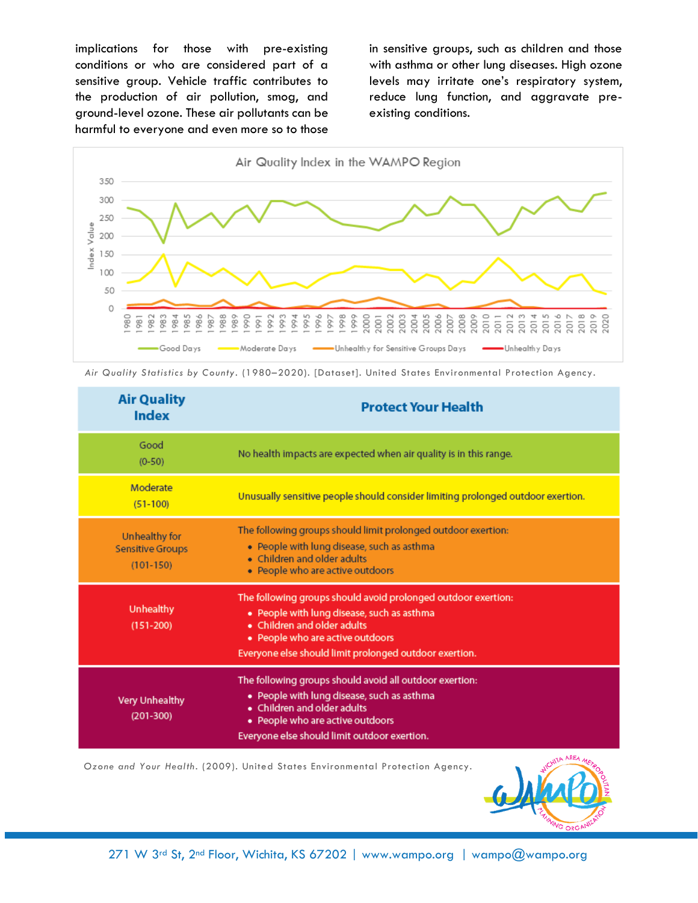implications for those with pre-existing conditions or who are considered part of a sensitive group. Vehicle traffic contributes to the production of air pollution, smog, and ground-level ozone. These air pollutants can be harmful to everyone and even more so to those in sensitive groups, such as children and those with asthma or other lung diseases. High ozone levels may irritate one's respiratory system, reduce lung function, and aggravate pre-existing conditions.

*Air Quality Statistics by County*. (1980–2020). [Dataset]. United States Environmental Protection Agency.

| Air Quality Index | Protect Your Health |
| --- | --- |
| Good (0-50) | No health impacts are expected when air quality is in this range. |
| Moderate (51-100) | Unusually sensitive people should consider limiting prolonged outdoor exertion. |
| Unhealthy for Sensitive Groups (101-150) | The following groups should limit prolonged outdoor exertion: • People with lung disease, such as asthma • Children and older adults • People who are active outdoors |
| Unhealthy (151-200) | The following groups should avoid prolonged outdoor exertion: • People with lung disease, such as asthma • Children and older adults • People who are active outdoors Everyone else should limit prolonged outdoor exertion. |
| Very Unhealthy (201-300) | The following groups should avoid all outdoor exertion: • People with lung disease, such as asthma • Children and older adults • People who are active outdoors Everyone else should limit outdoor exertion. |

*Ozone and Your Health*. (2009). United States Environmental Protection Agency.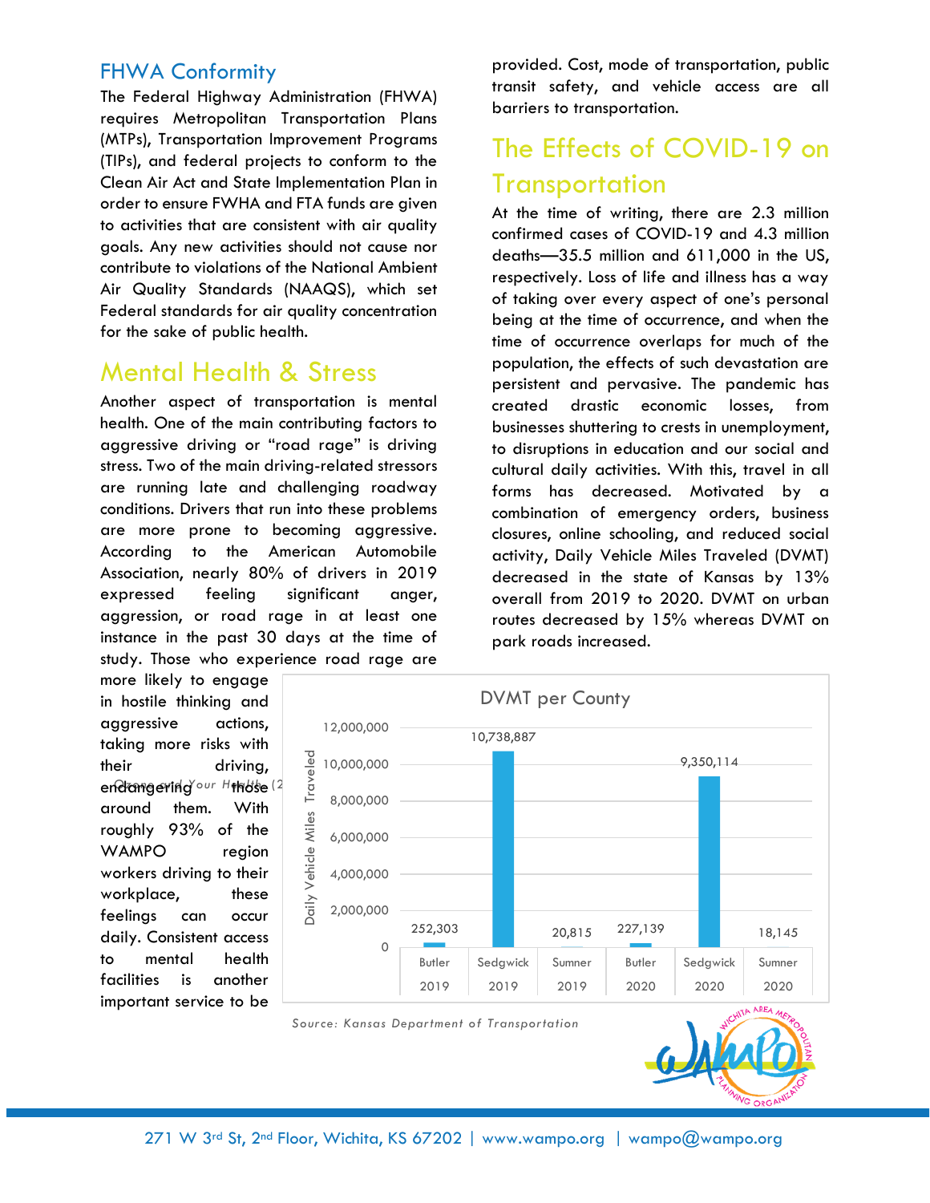## FHWA Conformity

The Federal Highway Administration (FHWA) requires Metropolitan Transportation Plans (MTPs), Transportation Improvement Programs (TIPs), and federal projects to conform to the Clean Air Act and State Implementation Plan in order to ensure FWHA and FTA funds are given to activities that are consistent with air quality goals. Any new activities should not cause nor contribute to violations of the National Ambient Air Quality Standards (NAAQS), which set Federal standards for air quality concentration for the sake of public health.

## Mental Health & Stress

Another aspect of transportation is mental health. One of the main contributing factors to aggressive driving or "road rage" is driving stress. Two of the main driving-related stressors are running late and challenging roadway conditions. Drivers that run into these problems are more prone to becoming aggressive. According to the American Automobile Association, nearly 80% of drivers in 2019 expressed feeling significant anger, aggression, or road rage in at least one instance in the past 30 days at the time of study. Those who experience road rage are more likely to engage in hostile thinking and aggressive actions, taking more risks with their driving, endangering those around them. With roughly 93% of the WAMPO region workers driving to their workplace, these feelings can occur daily. Consistent access to mental health facilities is another important service to be provided. Cost, mode of transportation, public transit safety, and vehicle access are all barriers to transportation.

## The Effects of COVID-19 on Transportation

At the time of writing, there are 2.3 million confirmed cases of COVID-19 and 4.3 million deaths—35.5 million and 611,000 in the US, respectively. Loss of life and illness has a way of taking over every aspect of one's personal being at the time of occurrence, and when the time of occurrence overlaps for much of the population, the effects of such devastation are persistent and pervasive. The pandemic has created drastic economic losses, from businesses shuttering to crests in unemployment, to disruptions in education and our social and cultural daily activities. With this, travel in all forms has decreased. Motivated by a combination of emergency orders, business closures, online schooling, and reduced social activity, Daily Vehicle Miles Traveled (DVMT) decreased in the state of Kansas by 13% overall from 2019 to 2020. DVMT on urban routes decreased by 15% whereas DVMT on park roads increased.

**DVMT per County**

| County | Year | Daily Vehicle Miles Traveled |
|---|---|---|
| Butler | 2019 | 252,303 |
| Sedgwick | 2019 | 10,738,887 |
| Sumner | 2019 | 20,815 |
| Butler | 2020 | 227,139 |
| Sedgwick | 2020 | 9,350,114 |
| Sumner | 2020 | 18,145 |

*Source: Kansas Department of Transportation*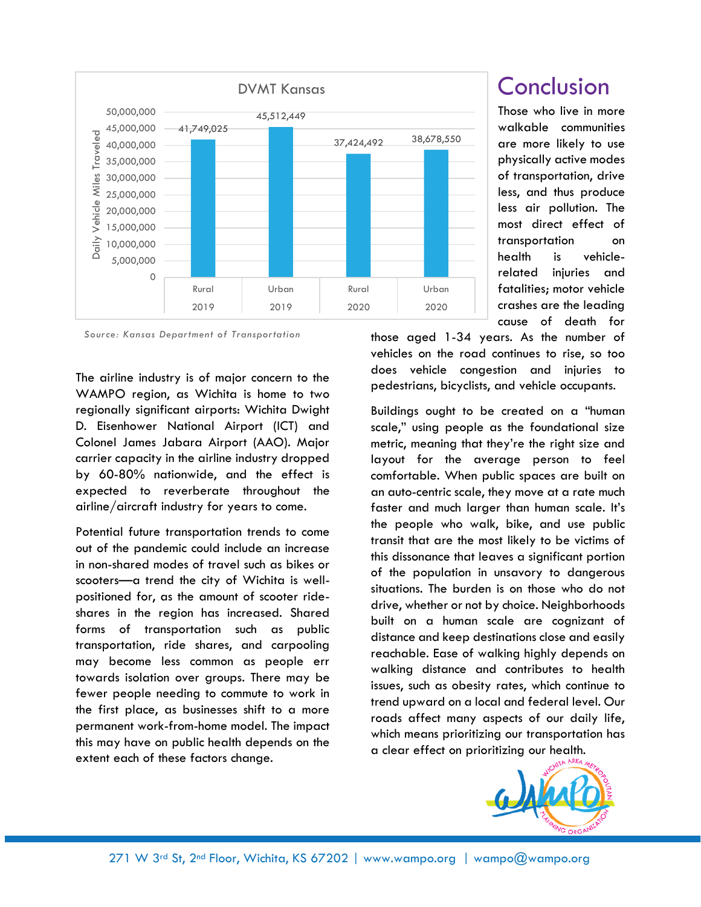**DVMT Kansas**

| Category | Daily Vehicle Miles Traveled |
| --- | --- |
| Rural 2019 | 41,749,025 |
| Urban 2019 | 45,512,449 |
| Rural 2020 | 37,424,492 |
| Urban 2020 | 38,678,550 |

*Source: Kansas Department of Transportation*

The airline industry is of major concern to the WAMPO region, as Wichita is home to two regionally significant airports: Wichita Dwight D. Eisenhower National Airport (ICT) and Colonel James Jabara Airport (AAO). Major carrier capacity in the airline industry dropped by 60-80% nationwide, and the effect is expected to reverberate throughout the airline/aircraft industry for years to come.

Potential future transportation trends to come out of the pandemic could include an increase in non-shared modes of travel such as bikes or scooters—a trend the city of Wichita is well-positioned for, as the amount of scooter ride-shares in the region has increased. Shared forms of transportation such as public transportation, ride shares, and carpooling may become less common as people err towards isolation over groups. There may be fewer people needing to commute to work in the first place, as businesses shift to a more permanent work-from-home model. The impact this may have on public health depends on the extent each of these factors change.

# Conclusion

Those who live in more walkable communities are more likely to use physically active modes of transportation, drive less, and thus produce less air pollution. The most direct effect of transportation on health is vehicle-related injuries and fatalities; motor vehicle crashes are the leading cause of death for those aged 1-34 years. As the number of vehicles on the road continues to rise, so too does vehicle congestion and injuries to pedestrians, bicyclists, and vehicle occupants.

Buildings ought to be created on a "human scale," using people as the foundational size metric, meaning that they're the right size and layout for the average person to feel comfortable. When public spaces are built on an auto-centric scale, they move at a rate much faster and much larger than human scale. It's the people who walk, bike, and use public transit that are the most likely to be victims of this dissonance that leaves a significant portion of the population in unsavory to dangerous situations. The burden is on those who do not drive, whether or not by choice. Neighborhoods built on a human scale are cognizant of distance and keep destinations close and easily reachable. Ease of walking highly depends on walking distance and contributes to health issues, such as obesity rates, which continue to trend upward on a local and federal level. Our roads affect many aspects of our daily life, which means prioritizing our transportation has a clear effect on prioritizing our health.

271 W 3rd St, 2nd Floor, Wichita, KS 67202 | www.wampo.org | wampo@wampo.org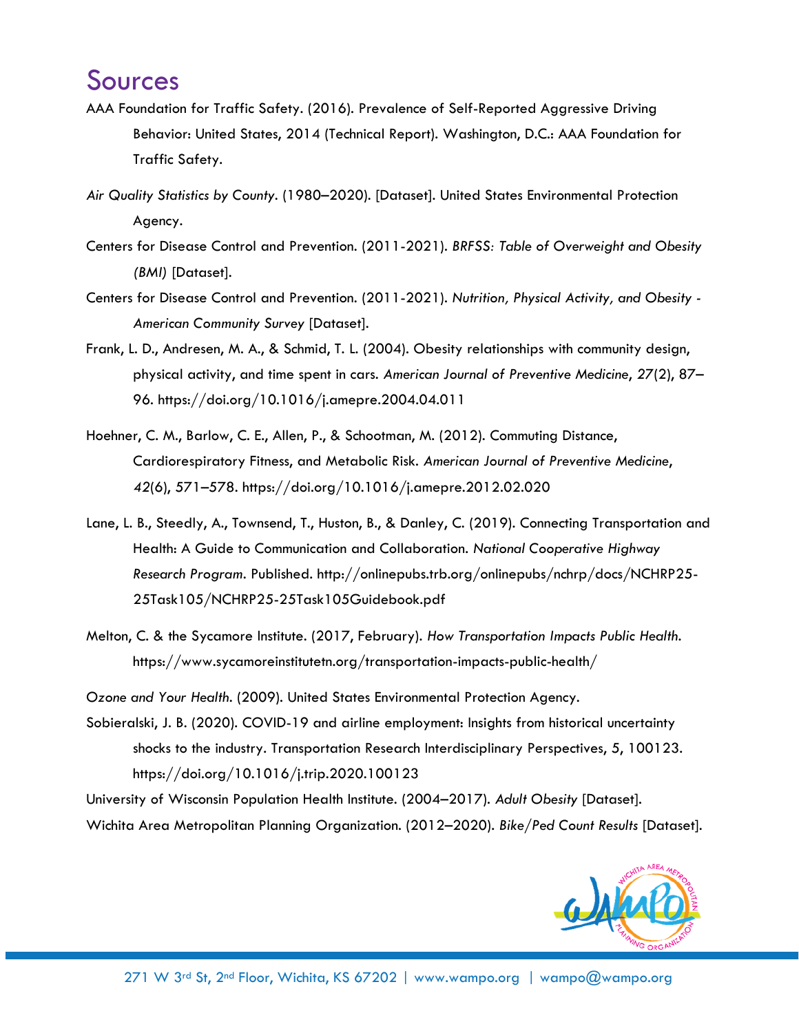# Sources

AAA Foundation for Traffic Safety. (2016). Prevalence of Self-Reported Aggressive Driving Behavior: United States, 2014 (Technical Report). Washington, D.C.: AAA Foundation for Traffic Safety.

*Air Quality Statistics by County*. (1980–2020). [Dataset]. United States Environmental Protection Agency.

Centers for Disease Control and Prevention. (2011-2021). *BRFSS: Table of Overweight and Obesity (BMI)* [Dataset].

Centers for Disease Control and Prevention. (2011-2021). *Nutrition, Physical Activity, and Obesity - American Community Survey* [Dataset].

Frank, L. D., Andresen, M. A., & Schmid, T. L. (2004). Obesity relationships with community design, physical activity, and time spent in cars. *American Journal of Preventive Medicine*, *27*(2), 87–96. https://doi.org/10.1016/j.amepre.2004.04.011

Hoehner, C. M., Barlow, C. E., Allen, P., & Schootman, M. (2012). Commuting Distance, Cardiorespiratory Fitness, and Metabolic Risk. *American Journal of Preventive Medicine*, *42*(6), 571–578. https://doi.org/10.1016/j.amepre.2012.02.020

Lane, L. B., Steedly, A., Townsend, T., Huston, B., & Danley, C. (2019). Connecting Transportation and Health: A Guide to Communication and Collaboration. *National Cooperative Highway Research Program*. Published. http://onlinepubs.trb.org/onlinepubs/nchrp/docs/NCHRP25-25Task105/NCHRP25-25Task105Guidebook.pdf

Melton, C. & the Sycamore Institute. (2017, February). *How Transportation Impacts Public Health*. https://www.sycamoreinstitutetn.org/transportation-impacts-public-health/

*Ozone and Your Health*. (2009). United States Environmental Protection Agency.

Sobieralski, J. B. (2020). COVID-19 and airline employment: Insights from historical uncertainty shocks to the industry. Transportation Research Interdisciplinary Perspectives, 5, 100123. https://doi.org/10.1016/j.trip.2020.100123

University of Wisconsin Population Health Institute. (2004–2017). *Adult Obesity* [Dataset].

Wichita Area Metropolitan Planning Organization. (2012–2020). *Bike/Ped Count Results* [Dataset].